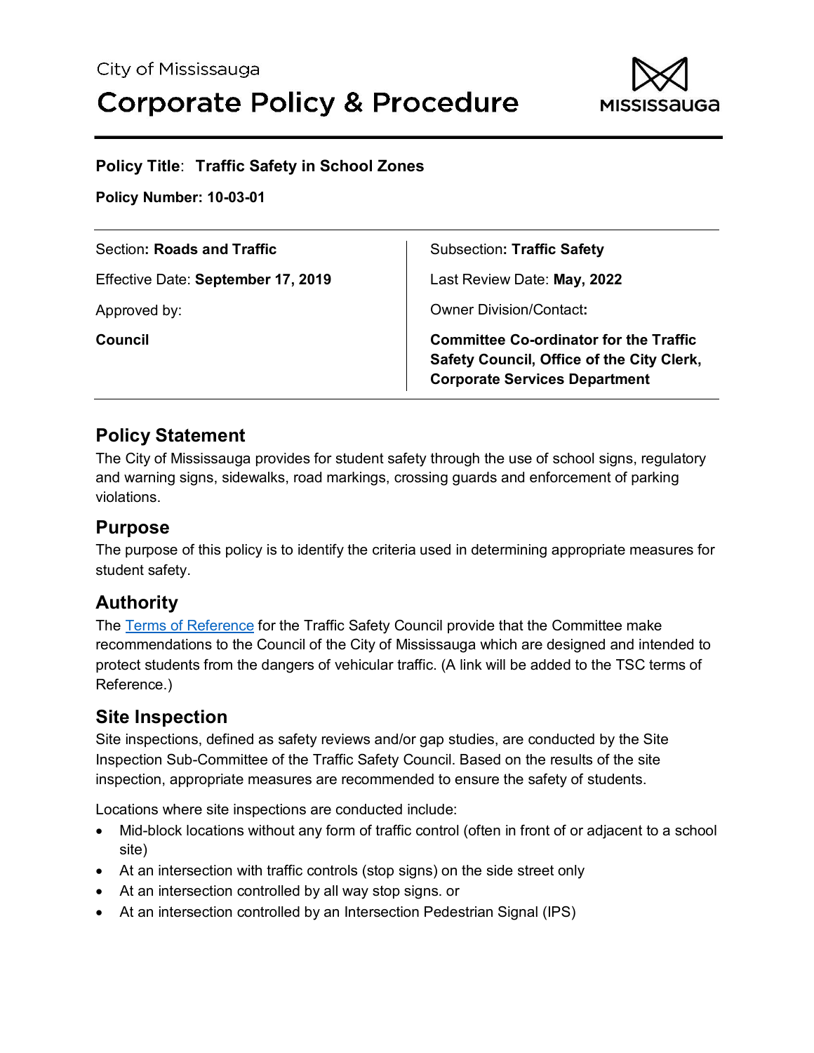City of Mississauga

# Corporate Policy & Procedure

**Policy Title**: **Traffic Safety in School Zones**

**Policy Number: 10-03-01**

| | |
|---|---|
| Section**: Roads and Traffic** | Subsection**: Traffic Safety** |
| Effective Date: **September 17, 2019** | Last Review Date: **May, 2022** |
| Approved by: | Owner Division/Contact**:** |
| **Council** | **Committee Co-ordinator for the Traffic Safety Council, Office of the City Clerk, Corporate Services Department** |

## Policy Statement

The City of Mississauga provides for student safety through the use of school signs, regulatory and warning signs, sidewalks, road markings, crossing guards and enforcement of parking violations.

## Purpose

The purpose of this policy is to identify the criteria used in determining appropriate measures for student safety.

## Authority

The Terms of Reference for the Traffic Safety Council provide that the Committee make recommendations to the Council of the City of Mississauga which are designed and intended to protect students from the dangers of vehicular traffic. (A link will be added to the TSC terms of Reference.)

## Site Inspection

Site inspections, defined as safety reviews and/or gap studies, are conducted by the Site Inspection Sub-Committee of the Traffic Safety Council. Based on the results of the site inspection, appropriate measures are recommended to ensure the safety of students.

Locations where site inspections are conducted include:

- Mid-block locations without any form of traffic control (often in front of or adjacent to a school site)
- At an intersection with traffic controls (stop signs) on the side street only
- At an intersection controlled by all way stop signs. or
- At an intersection controlled by an Intersection Pedestrian Signal (IPS)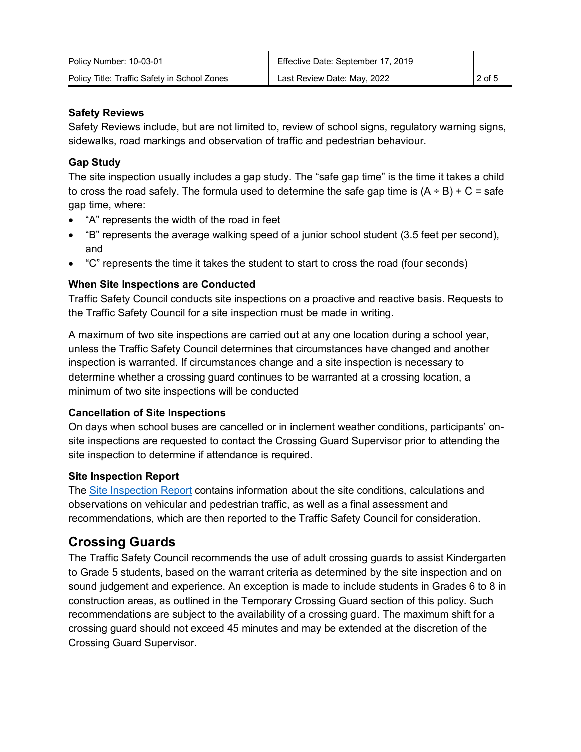### Safety Reviews

Safety Reviews include, but are not limited to, review of school signs, regulatory warning signs, sidewalks, road markings and observation of traffic and pedestrian behaviour.

### Gap Study

The site inspection usually includes a gap study. The "safe gap time" is the time it takes a child to cross the road safely. The formula used to determine the safe gap time is $(A \div B) + C$ = safe gap time, where:

- "A" represents the width of the road in feet
- "B" represents the average walking speed of a junior school student (3.5 feet per second), and
- "C" represents the time it takes the student to start to cross the road (four seconds)

### When Site Inspections are Conducted

Traffic Safety Council conducts site inspections on a proactive and reactive basis. Requests to the Traffic Safety Council for a site inspection must be made in writing.

A maximum of two site inspections are carried out at any one location during a school year, unless the Traffic Safety Council determines that circumstances have changed and another inspection is warranted. If circumstances change and a site inspection is necessary to determine whether a crossing guard continues to be warranted at a crossing location, a minimum of two site inspections will be conducted

### Cancellation of Site Inspections

On days when school buses are cancelled or in inclement weather conditions, participants' on-site inspections are requested to contact the Crossing Guard Supervisor prior to attending the site inspection to determine if attendance is required.

### Site Inspection Report

The Site Inspection Report contains information about the site conditions, calculations and observations on vehicular and pedestrian traffic, as well as a final assessment and recommendations, which are then reported to the Traffic Safety Council for consideration.

## Crossing Guards

The Traffic Safety Council recommends the use of adult crossing guards to assist Kindergarten to Grade 5 students, based on the warrant criteria as determined by the site inspection and on sound judgement and experience. An exception is made to include students in Grades 6 to 8 in construction areas, as outlined in the Temporary Crossing Guard section of this policy. Such recommendations are subject to the availability of a crossing guard. The maximum shift for a crossing guard should not exceed 45 minutes and may be extended at the discretion of the Crossing Guard Supervisor.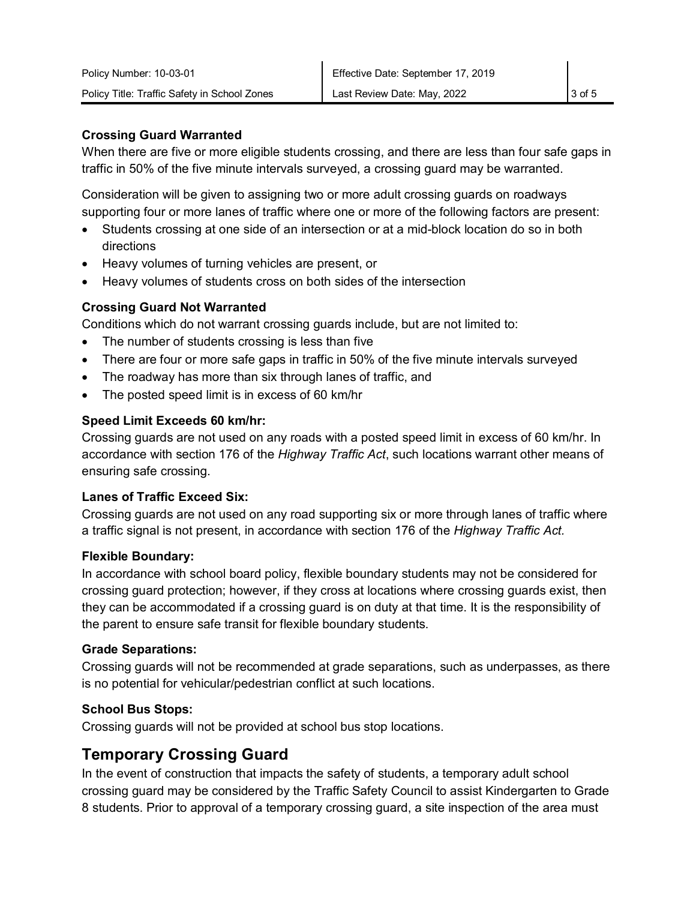### Crossing Guard Warranted

When there are five or more eligible students crossing, and there are less than four safe gaps in traffic in 50% of the five minute intervals surveyed, a crossing guard may be warranted.

Consideration will be given to assigning two or more adult crossing guards on roadways supporting four or more lanes of traffic where one or more of the following factors are present:

- Students crossing at one side of an intersection or at a mid-block location do so in both directions
- Heavy volumes of turning vehicles are present, or
- Heavy volumes of students cross on both sides of the intersection

### Crossing Guard Not Warranted

Conditions which do not warrant crossing guards include, but are not limited to:

- The number of students crossing is less than five
- There are four or more safe gaps in traffic in 50% of the five minute intervals surveyed
- The roadway has more than six through lanes of traffic, and
- The posted speed limit is in excess of 60 km/hr

### Speed Limit Exceeds 60 km/hr:

Crossing guards are not used on any roads with a posted speed limit in excess of 60 km/hr. In accordance with section 176 of the *Highway Traffic Act*, such locations warrant other means of ensuring safe crossing.

### Lanes of Traffic Exceed Six:

Crossing guards are not used on any road supporting six or more through lanes of traffic where a traffic signal is not present, in accordance with section 176 of the *Highway Traffic Act*.

### Flexible Boundary:

In accordance with school board policy, flexible boundary students may not be considered for crossing guard protection; however, if they cross at locations where crossing guards exist, then they can be accommodated if a crossing guard is on duty at that time. It is the responsibility of the parent to ensure safe transit for flexible boundary students.

### Grade Separations:

Crossing guards will not be recommended at grade separations, such as underpasses, as there is no potential for vehicular/pedestrian conflict at such locations.

### School Bus Stops:

Crossing guards will not be provided at school bus stop locations.

## Temporary Crossing Guard

In the event of construction that impacts the safety of students, a temporary adult school crossing guard may be considered by the Traffic Safety Council to assist Kindergarten to Grade 8 students. Prior to approval of a temporary crossing guard, a site inspection of the area must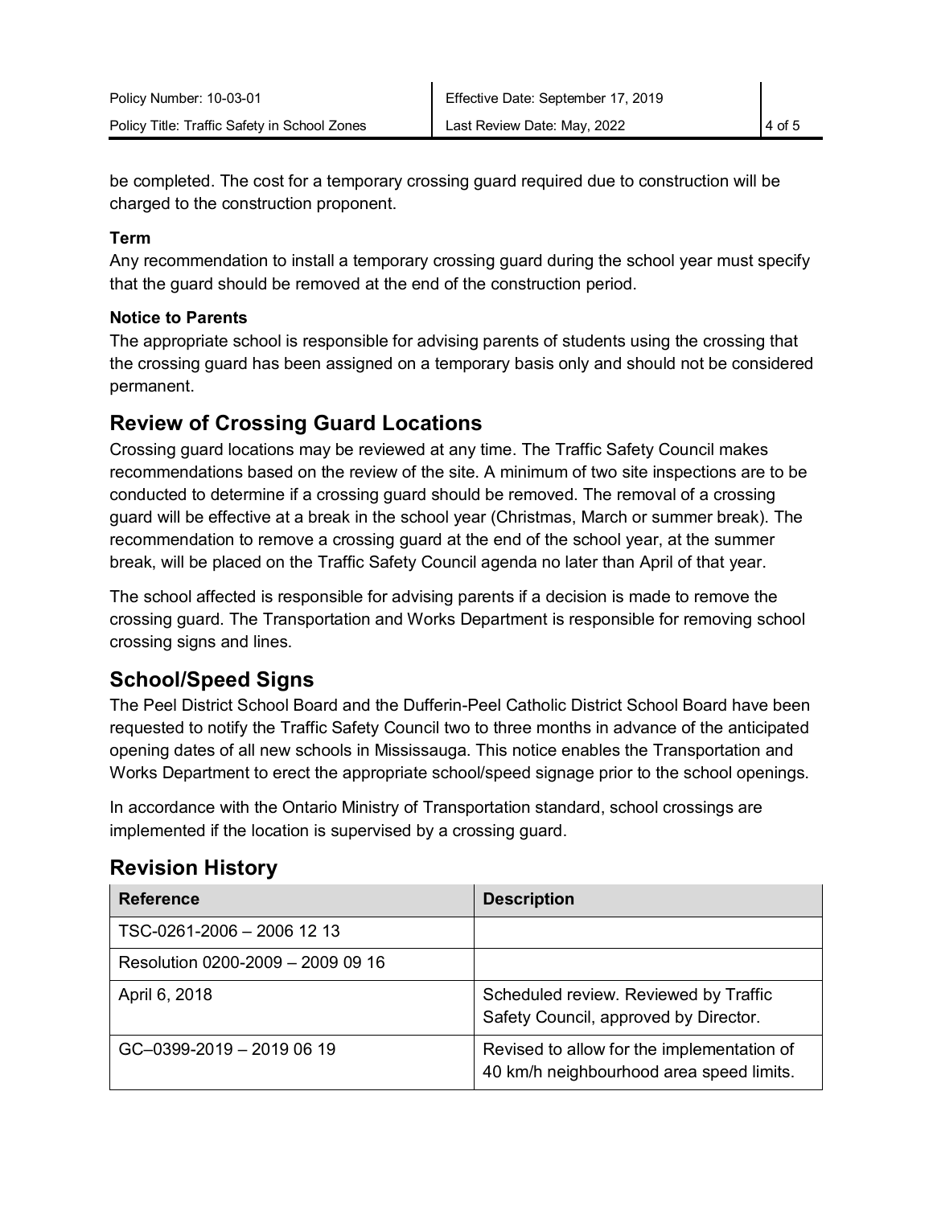be completed. The cost for a temporary crossing guard required due to construction will be charged to the construction proponent.

**Term**
Any recommendation to install a temporary crossing guard during the school year must specify that the guard should be removed at the end of the construction period.

**Notice to Parents**
The appropriate school is responsible for advising parents of students using the crossing that the crossing guard has been assigned on a temporary basis only and should not be considered permanent.

## Review of Crossing Guard Locations

Crossing guard locations may be reviewed at any time. The Traffic Safety Council makes recommendations based on the review of the site. A minimum of two site inspections are to be conducted to determine if a crossing guard should be removed. The removal of a crossing guard will be effective at a break in the school year (Christmas, March or summer break). The recommendation to remove a crossing guard at the end of the school year, at the summer break, will be placed on the Traffic Safety Council agenda no later than April of that year.

The school affected is responsible for advising parents if a decision is made to remove the crossing guard. The Transportation and Works Department is responsible for removing school crossing signs and lines.

## School/Speed Signs

The Peel District School Board and the Dufferin-Peel Catholic District School Board have been requested to notify the Traffic Safety Council two to three months in advance of the anticipated opening dates of all new schools in Mississauga. This notice enables the Transportation and Works Department to erect the appropriate school/speed signage prior to the school openings.

In accordance with the Ontario Ministry of Transportation standard, school crossings are implemented if the location is supervised by a crossing guard.

## Revision History

| Reference | Description |
| --- | --- |
| TSC-0261-2006 – 2006 12 13 | |
| Resolution 0200-2009 – 2009 09 16 | |
| April 6, 2018 | Scheduled review. Reviewed by Traffic Safety Council, approved by Director. |
| GC–0399-2019 – 2019 06 19 | Revised to allow for the implementation of 40 km/h neighbourhood area speed limits. |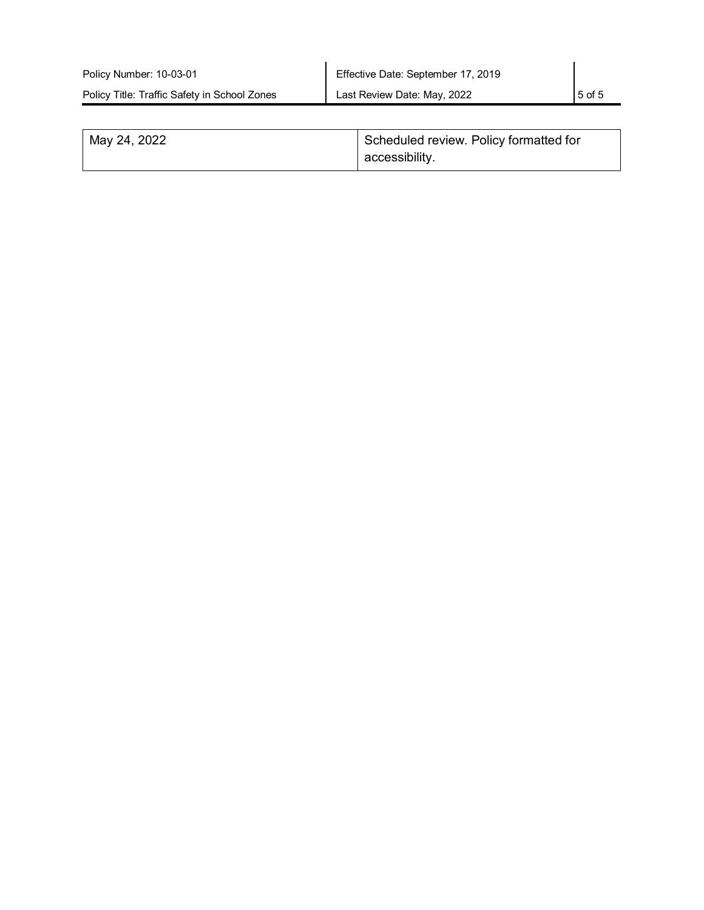| | |
|---|---|
| May 24, 2022 | Scheduled review. Policy formatted for accessibility. |